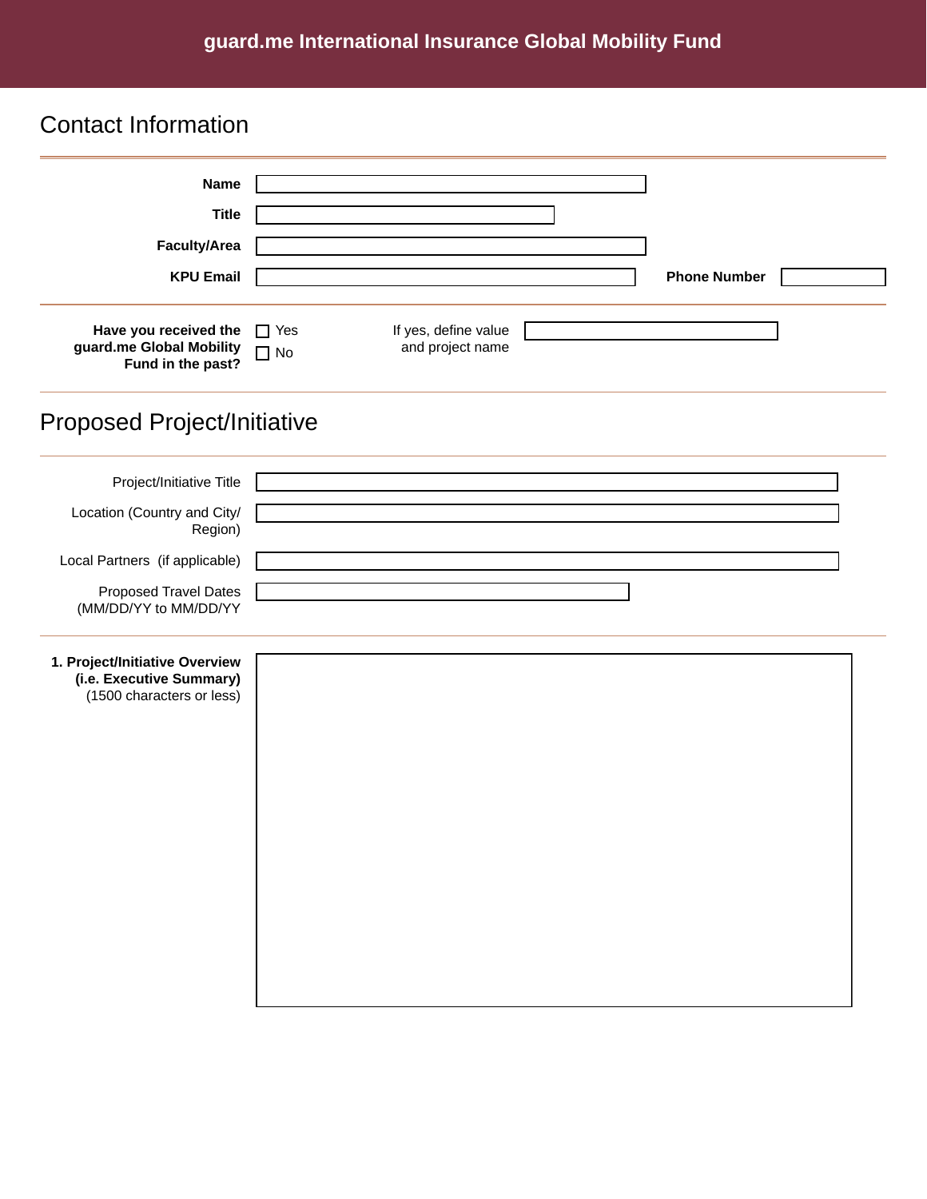# guard.me International Insurance Global Mobility Fund

## Contact Information

**Name**

**Title**

**Faculty/Area**

**KPU Email** **Phone Number**

**Have you received the guard.me Global Mobility Fund in the past?**

☐ Yes

☐ No

If yes, define value and project name

## Proposed Project/Initiative

Project/Initiative Title

Location (Country and City/ Region)

Local Partners (if applicable)

Proposed Travel Dates (MM/DD/YY to MM/DD/YY

**1. Project/Initiative Overview (i.e. Executive Summary)** (1500 characters or less)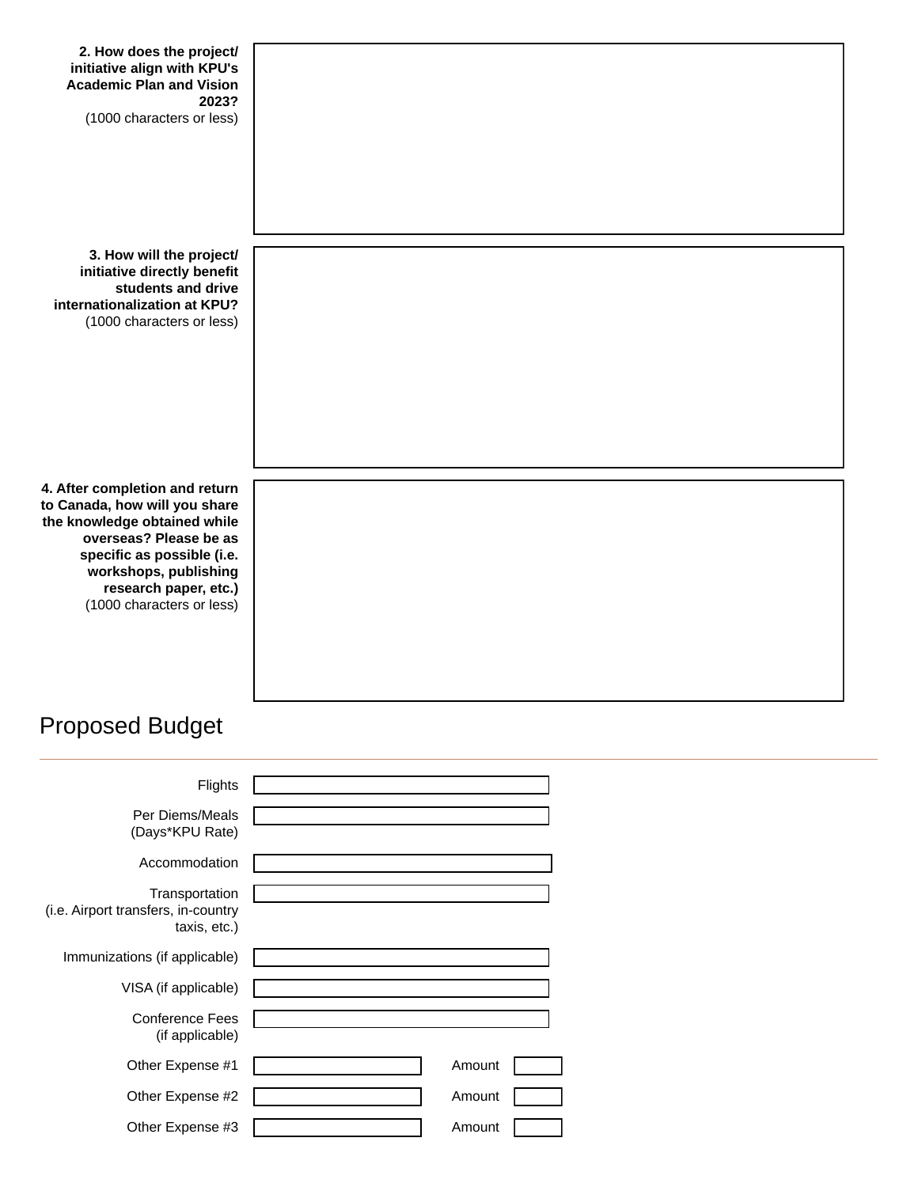**2. How does the project/ initiative align with KPU's Academic Plan and Vision 2023?**
(1000 characters or less)

**3. How will the project/ initiative directly benefit students and drive internationalization at KPU?**
(1000 characters or less)

**4. After completion and return to Canada, how will you share the knowledge obtained while overseas? Please be as specific as possible (i.e. workshops, publishing research paper, etc.)**
(1000 characters or less)

## Proposed Budget

Flights

Per Diems/Meals (Days*KPU Rate)

Accommodation

Transportation (i.e. Airport transfers, in-country taxis, etc.)

Immunizations (if applicable)

VISA (if applicable)

Conference Fees (if applicable)

Other Expense #1 | Amount

Other Expense #2 | Amount

Other Expense #3 | Amount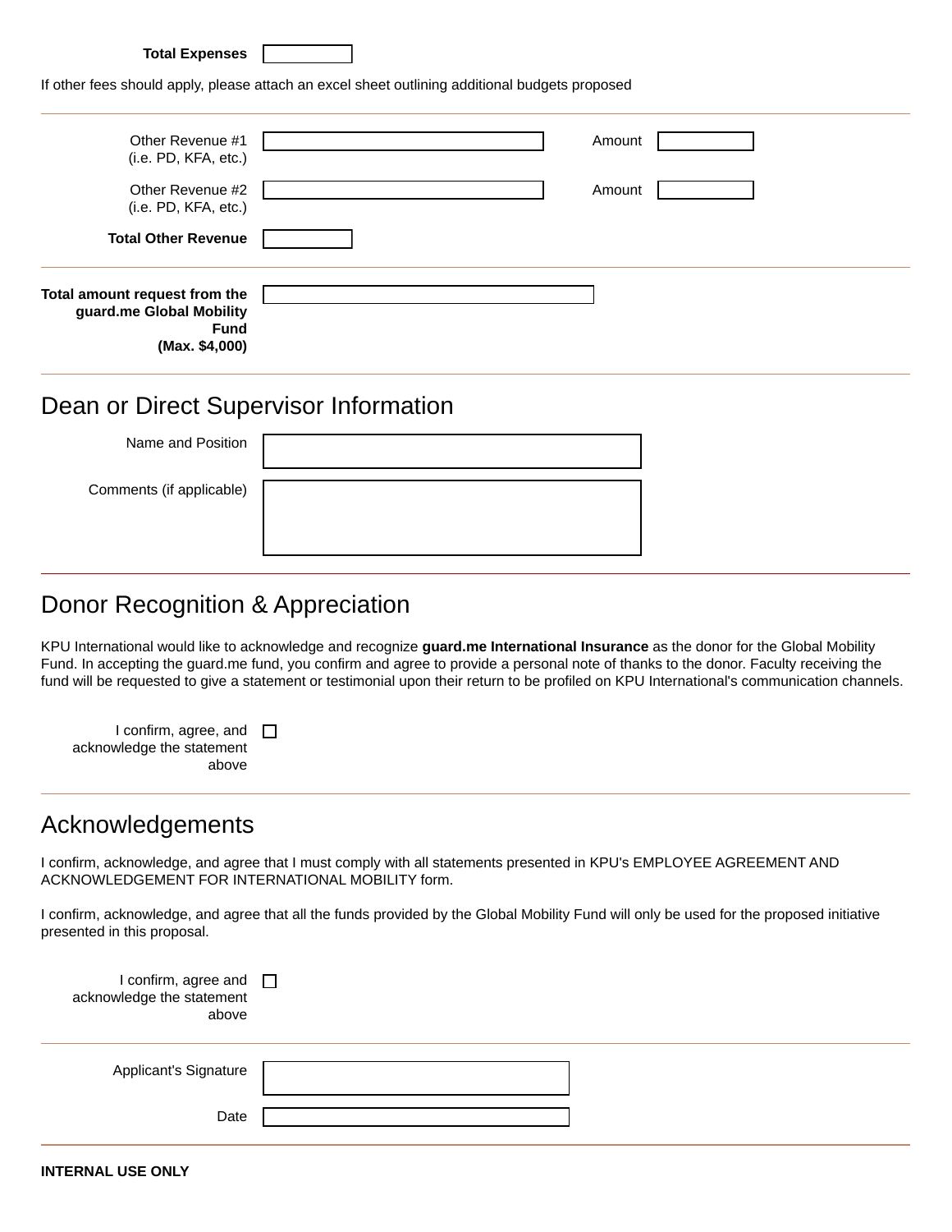**Total Expenses** 

If other fees should apply, please attach an excel sheet outlining additional budgets proposed

Other Revenue #1 (i.e. PD, KFA, etc.) Amount

Other Revenue #2 (i.e. PD, KFA, etc.) Amount

**Total Other Revenue**

**Total amount request from the guard.me Global Mobility Fund (Max. $4,000)**

## Dean or Direct Supervisor Information

Name and Position

Comments (if applicable)

## Donor Recognition & Appreciation

KPU International would like to acknowledge and recognize **guard.me International Insurance** as the donor for the Global Mobility Fund. In accepting the guard.me fund, you confirm and agree to provide a personal note of thanks to the donor. Faculty receiving the fund will be requested to give a statement or testimonial upon their return to be profiled on KPU International's communication channels.

I confirm, agree, and acknowledge the statement above ☐

## Acknowledgements

I confirm, acknowledge, and agree that I must comply with all statements presented in KPU's EMPLOYEE AGREEMENT AND ACKNOWLEDGEMENT FOR INTERNATIONAL MOBILITY form.

I confirm, acknowledge, and agree that all the funds provided by the Global Mobility Fund will only be used for the proposed initiative presented in this proposal.

I confirm, agree and acknowledge the statement above ☐

Applicant's Signature

Date

**INTERNAL USE ONLY**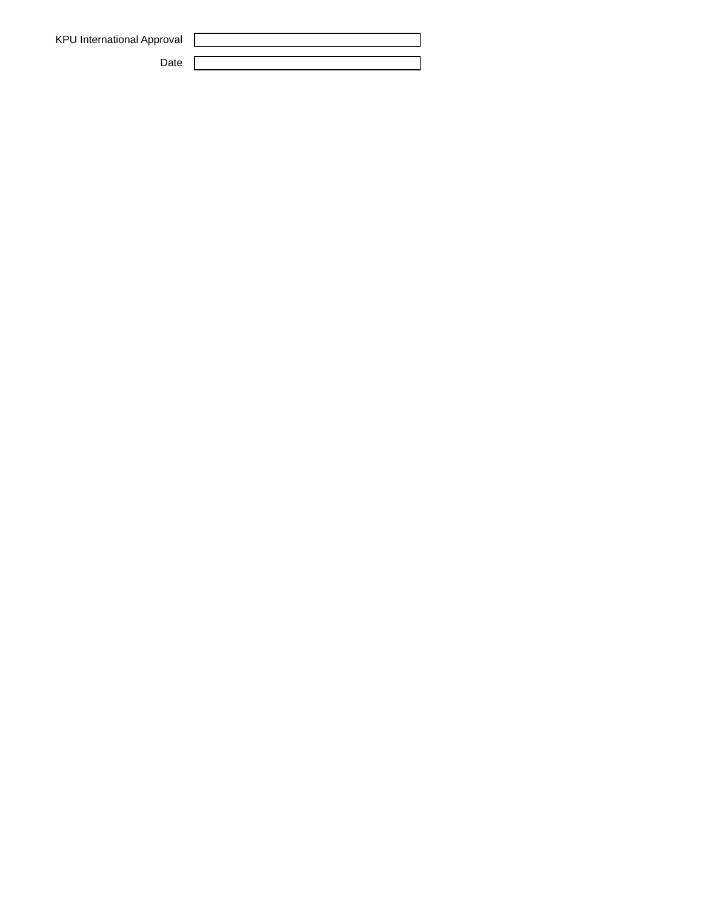| | |
|---|---|
| KPU International Approval | |
| Date | |